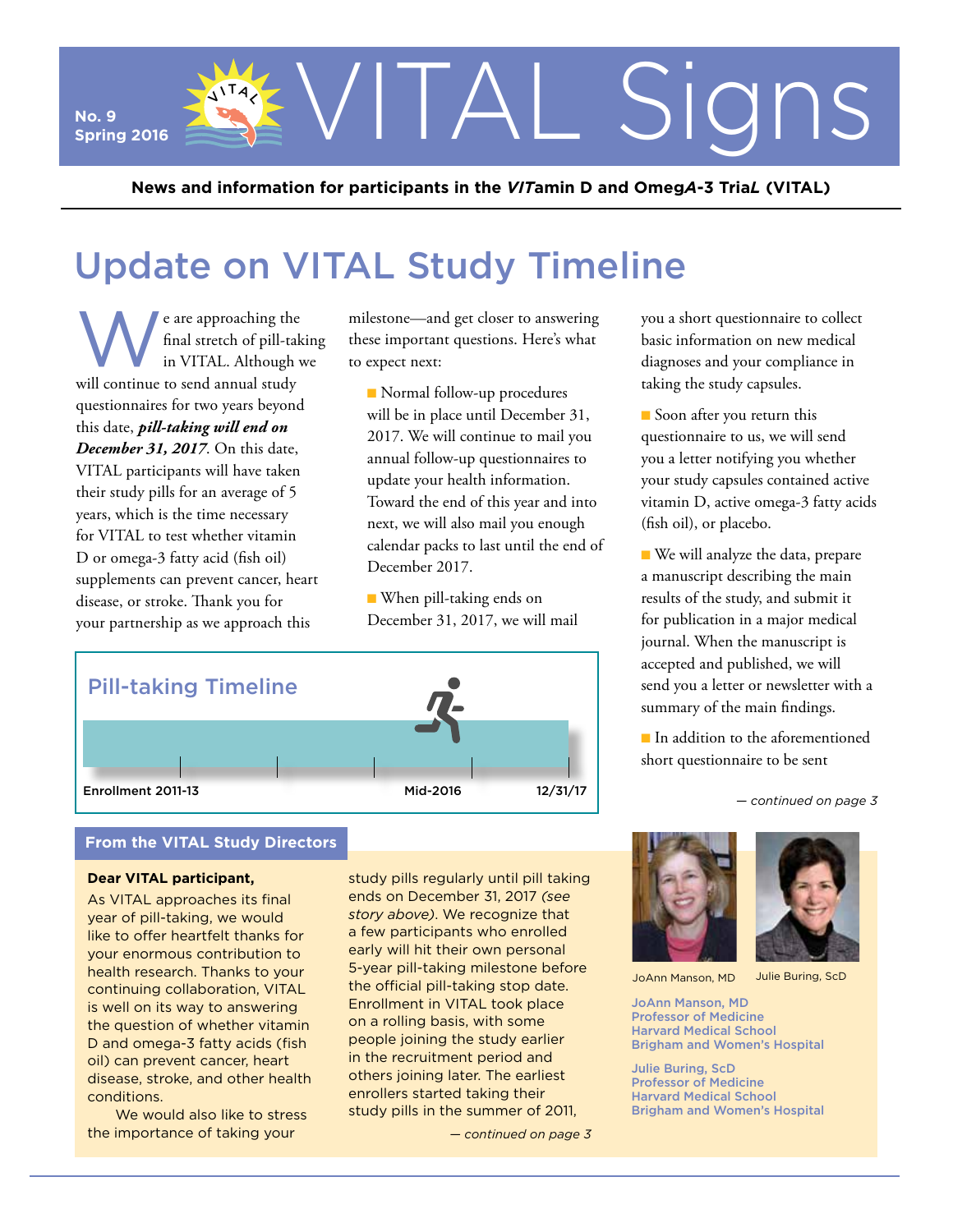# VITAL Signs

No. 9
Spring 2016

**News and information for participants in the *VIT*amin D and Omeg*A*-3 Tria*L* (VITAL)**

## Update on VITAL Study Timeline

We are approaching the final stretch of pill-taking in VITAL. Although we will continue to send annual study questionnaires for two years beyond this date, ***pill-taking will end on December 31, 2017***. On this date, VITAL participants will have taken their study pills for an average of 5 years, which is the time necessary for VITAL to test whether vitamin D or omega-3 fatty acid (fish oil) supplements can prevent cancer, heart disease, or stroke. Thank you for your partnership as we approach this milestone—and get closer to answering these important questions. Here's what to expect next:

- Normal follow-up procedures will be in place until December 31, 2017. We will continue to mail you annual follow-up questionnaires to update your health information. Toward the end of this year and into next, we will also mail you enough calendar packs to last until the end of December 2017.
- When pill-taking ends on December 31, 2017, we will mail you a short questionnaire to collect basic information on new medical diagnoses and your compliance in taking the study capsules.
- Soon after you return this questionnaire to us, we will send you a letter notifying you whether your study capsules contained active vitamin D, active omega-3 fatty acids (fish oil), or placebo.
- We will analyze the data, prepare a manuscript describing the main results of the study, and submit it for publication in a major medical journal. When the manuscript is accepted and published, we will send you a letter or newsletter with a summary of the main findings.
- In addition to the aforementioned short questionnaire to be sent

*— continued on page 3*

**Pill-taking Timeline**

Enrollment 2011-13 | Mid-2016 | 12/31/17

### From the VITAL Study Directors

**Dear VITAL participant,**

As VITAL approaches its final year of pill-taking, we would like to offer heartfelt thanks for your enormous contribution to health research. Thanks to your continuing collaboration, VITAL is well on its way to answering the question of whether vitamin D and omega-3 fatty acids (fish oil) can prevent cancer, heart disease, stroke, and other health conditions.

We would also like to stress the importance of taking your study pills regularly until pill taking ends on December 31, 2017 *(see story above)*. We recognize that a few participants who enrolled early will hit their own personal 5-year pill-taking milestone before the official pill-taking stop date. Enrollment in VITAL took place on a rolling basis, with some people joining the study earlier in the recruitment period and others joining later. The earliest enrollers started taking their study pills in the summer of 2011,

*— continued on page 3*

JoAnn Manson, MD

Julie Buring, ScD

JoAnn Manson, MD
Professor of Medicine
Harvard Medical School
Brigham and Women's Hospital

Julie Buring, ScD
Professor of Medicine
Harvard Medical School
Brigham and Women's Hospital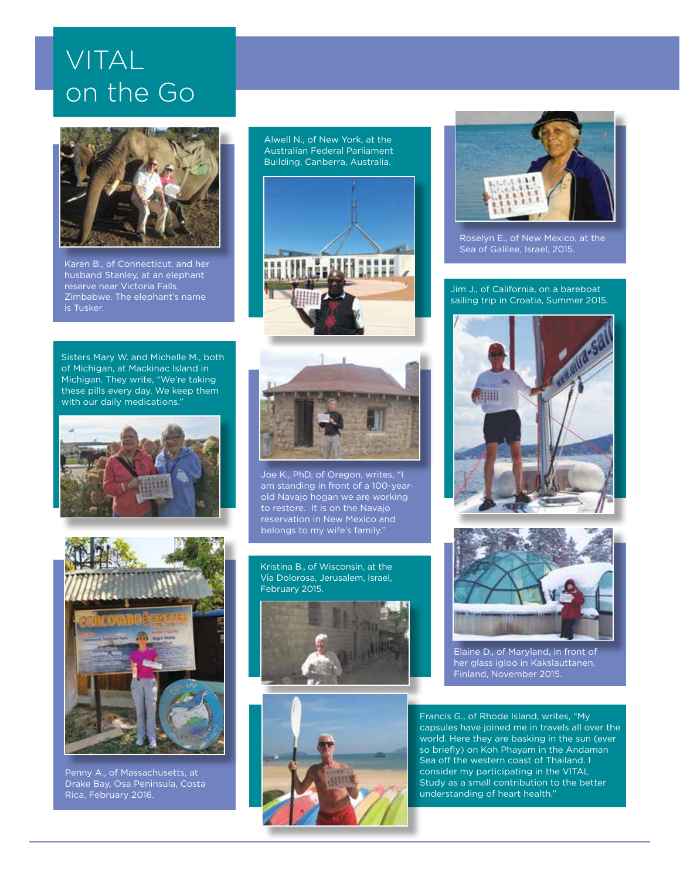# VITAL on the Go

Karen B., of Connecticut, and her husband Stanley, at an elephant reserve near Victoria Falls, Zimbabwe. The elephant's name is Tusker.

Sisters Mary W. and Michelle M., both of Michigan, at Mackinac Island in Michigan. They write, "We're taking these pills every day. We keep them with our daily medications."

Penny A., of Massachusetts, at Drake Bay, Osa Peninsula, Costa Rica, February 2016.

Alwell N., of New York, at the Australian Federal Parliament Building, Canberra, Australia.

Joe K., PhD, of Oregon, writes, "I am standing in front of a 100-year-old Navajo hogan we are working to restore. It is on the Navajo reservation in New Mexico and belongs to my wife's family."

Kristina B., of Wisconsin, at the Via Dolorosa, Jerusalem, Israel, February 2015.

Roselyn E., of New Mexico, at the Sea of Galilee, Israel, 2015.

Jim J., of California, on a bareboat sailing trip in Croatia, Summer 2015.

Elaine D., of Maryland, in front of her glass igloo in Kakslauttanen, Finland, November 2015.

Francis G., of Rhode Island, writes, "My capsules have joined me in travels all over the world. Here they are basking in the sun (ever so briefly) on Koh Phayam in the Andaman Sea off the western coast of Thailand. I consider my participating in the VITAL Study as a small contribution to the better understanding of heart health."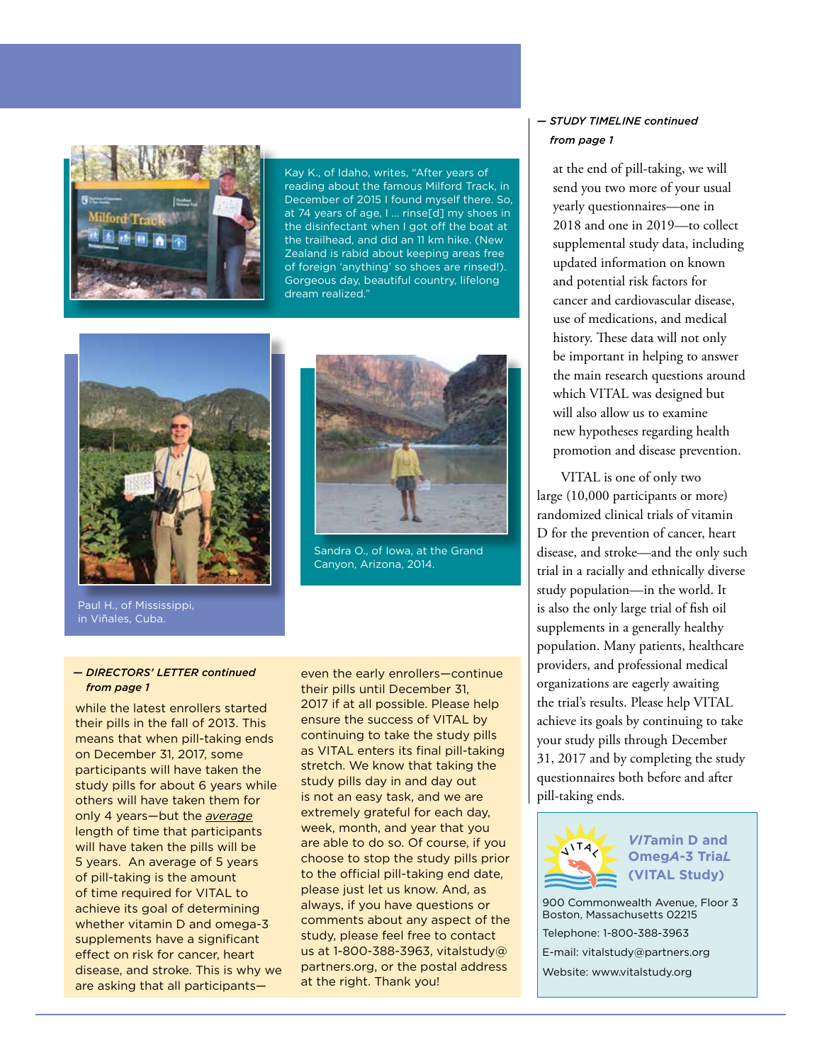Kay K., of Idaho, writes, "After years of reading about the famous Milford Track, in December of 2015 I found myself there. So, at 74 years of age, I ... rinse[d] my shoes in the disinfectant when I got off the boat at the trailhead, and did an 11 km hike. (New Zealand is rabid about keeping areas free of foreign 'anything' so shoes are rinsed!). Gorgeous day, beautiful country, lifelong dream realized."

Paul H., of Mississippi, in Viñales, Cuba.

Sandra O., of Iowa, at the Grand Canyon, Arizona, 2014.

***— DIRECTORS' LETTER continued from page 1***

while the latest enrollers started their pills in the fall of 2013. This means that when pill-taking ends on December 31, 2017, some participants will have taken the study pills for about 6 years while others will have taken them for only 4 years—but the *average* length of time that participants will have taken the pills will be 5 years. An average of 5 years of pill-taking is the amount of time required for VITAL to achieve its goal of determining whether vitamin D and omega-3 supplements have a significant effect on risk for cancer, heart disease, and stroke. This is why we are asking that all participants—even the early enrollers—continue their pills until December 31, 2017 if at all possible. Please help ensure the success of VITAL by continuing to take the study pills as VITAL enters its final pill-taking stretch. We know that taking the study pills day in and day out is not an easy task, and we are extremely grateful for each day, week, month, and year that you are able to do so. Of course, if you choose to stop the study pills prior to the official pill-taking end date, please just let us know. And, as always, if you have questions or comments about any aspect of the study, please feel free to contact us at 1-800-388-3963, vitalstudy@partners.org, or the postal address at the right. Thank you!

***— STUDY TIMELINE continued from page 1***

at the end of pill-taking, we will send you two more of your usual yearly questionnaires—one in 2018 and one in 2019—to collect supplemental study data, including updated information on known and potential risk factors for cancer and cardiovascular disease, use of medications, and medical history. These data will not only be important in helping to answer the main research questions around which VITAL was designed but will also allow us to examine new hypotheses regarding health promotion and disease prevention.

VITAL is one of only two large (10,000 participants or more) randomized clinical trials of vitamin D for the prevention of cancer, heart disease, and stroke—and the only such trial in a racially and ethnically diverse study population—in the world. It is also the only large trial of fish oil supplements in a generally healthy population. Many patients, healthcare providers, and professional medical organizations are eagerly awaiting the trial's results. Please help VITAL achieve its goals by continuing to take your study pills through December 31, 2017 and by completing the study questionnaires both before and after pill-taking ends.

**VITamin D and OmegA-3 TriaL (VITAL Study)**

900 Commonwealth Avenue, Floor 3
Boston, Massachusetts 02215

Telephone: 1-800-388-3963

E-mail: vitalstudy@partners.org

Website: www.vitalstudy.org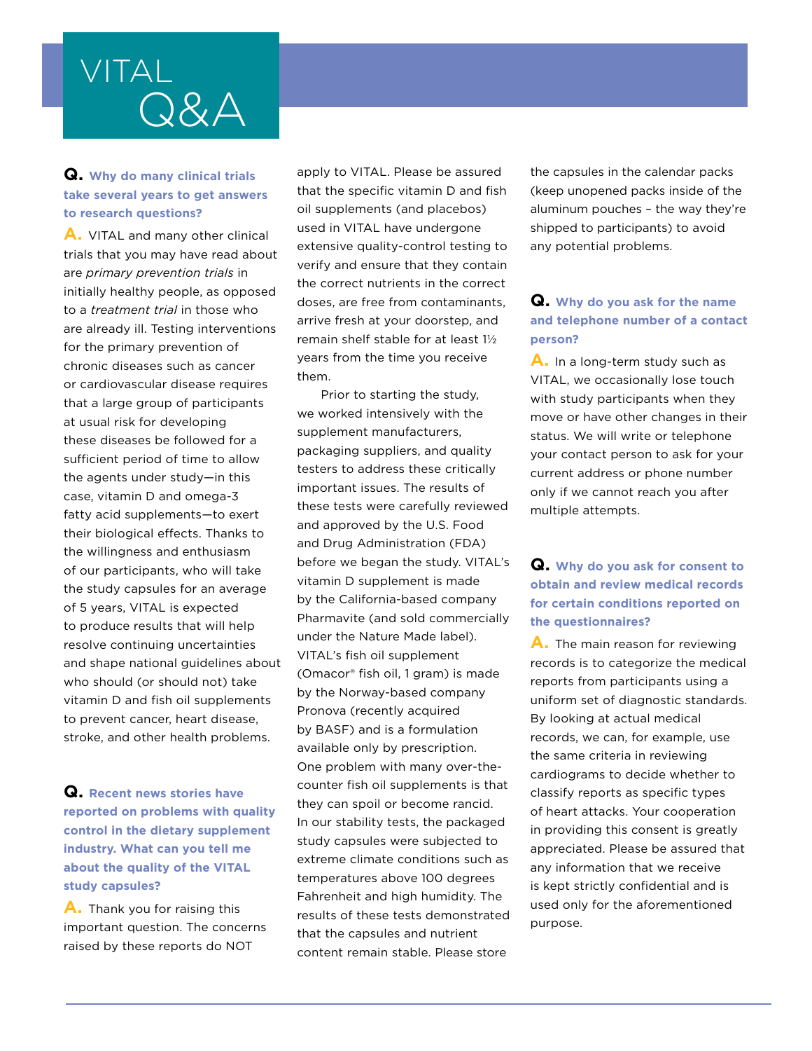# VITAL Q&A

**Q. Why do many clinical trials take several years to get answers to research questions?**

**A.** VITAL and many other clinical trials that you may have read about are *primary prevention trials* in initially healthy people, as opposed to a *treatment trial* in those who are already ill. Testing interventions for the primary prevention of chronic diseases such as cancer or cardiovascular disease requires that a large group of participants at usual risk for developing these diseases be followed for a sufficient period of time to allow the agents under study—in this case, vitamin D and omega-3 fatty acid supplements—to exert their biological effects. Thanks to the willingness and enthusiasm of our participants, who will take the study capsules for an average of 5 years, VITAL is expected to produce results that will help resolve continuing uncertainties and shape national guidelines about who should (or should not) take vitamin D and fish oil supplements to prevent cancer, heart disease, stroke, and other health problems.

**Q. Recent news stories have reported on problems with quality control in the dietary supplement industry. What can you tell me about the quality of the VITAL study capsules?**

**A.** Thank you for raising this important question. The concerns raised by these reports do NOT apply to VITAL. Please be assured that the specific vitamin D and fish oil supplements (and placebos) used in VITAL have undergone extensive quality-control testing to verify and ensure that they contain the correct nutrients in the correct doses, are free from contaminants, arrive fresh at your doorstep, and remain shelf stable for at least 1½ years from the time you receive them.

Prior to starting the study, we worked intensively with the supplement manufacturers, packaging suppliers, and quality testers to address these critically important issues. The results of these tests were carefully reviewed and approved by the U.S. Food and Drug Administration (FDA) before we began the study. VITAL's vitamin D supplement is made by the California-based company Pharmavite (and sold commercially under the Nature Made label). VITAL's fish oil supplement (Omacor® fish oil, 1 gram) is made by the Norway-based company Pronova (recently acquired by BASF) and is a formulation available only by prescription. One problem with many over-the-counter fish oil supplements is that they can spoil or become rancid. In our stability tests, the packaged study capsules were subjected to extreme climate conditions such as temperatures above 100 degrees Fahrenheit and high humidity. The results of these tests demonstrated that the capsules and nutrient content remain stable. Please store the capsules in the calendar packs (keep unopened packs inside of the aluminum pouches – the way they're shipped to participants) to avoid any potential problems.

**Q. Why do you ask for the name and telephone number of a contact person?**

**A.** In a long-term study such as VITAL, we occasionally lose touch with study participants when they move or have other changes in their status. We will write or telephone your contact person to ask for your current address or phone number only if we cannot reach you after multiple attempts.

**Q. Why do you ask for consent to obtain and review medical records for certain conditions reported on the questionnaires?**

**A.** The main reason for reviewing records is to categorize the medical reports from participants using a uniform set of diagnostic standards. By looking at actual medical records, we can, for example, use the same criteria in reviewing cardiograms to decide whether to classify reports as specific types of heart attacks. Your cooperation in providing this consent is greatly appreciated. Please be assured that any information that we receive is kept strictly confidential and is used only for the aforementioned purpose.